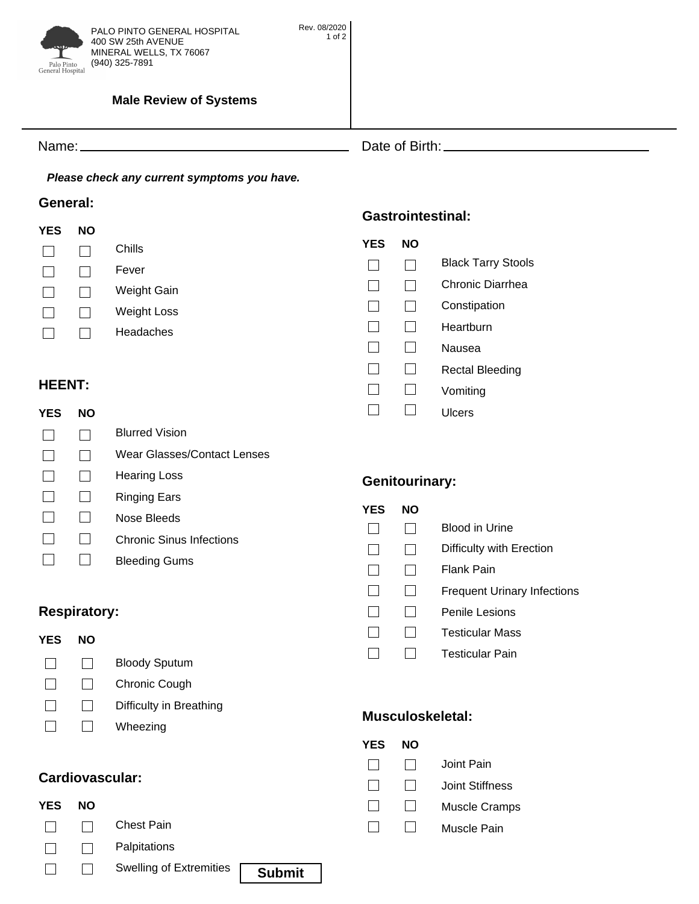PALO PINTO GENERAL HOSPITAL
400 SW 25th AVENUE
MINERAL WELLS, TX 76067
(940) 325-7891

Rev. 08/2020

# Male Review of Systems

Name: ____________________ Date of Birth: ____________________

***Please check any current symptoms you have.***

## General:

| YES | NO | |
|---|---|---|
| ☐ | ☐ | Chills |
| ☐ | ☐ | Fever |
| ☐ | ☐ | Weight Gain |
| ☐ | ☐ | Weight Loss |
| ☐ | ☐ | Headaches |

## HEENT:

| YES | NO | |
|---|---|---|
| ☐ | ☐ | Blurred Vision |
| ☐ | ☐ | Wear Glasses/Contact Lenses |
| ☐ | ☐ | Hearing Loss |
| ☐ | ☐ | Ringing Ears |
| ☐ | ☐ | Nose Bleeds |
| ☐ | ☐ | Chronic Sinus Infections |
| ☐ | ☐ | Bleeding Gums |

## Respiratory:

| YES | NO | |
|---|---|---|
| ☐ | ☐ | Bloody Sputum |
| ☐ | ☐ | Chronic Cough |
| ☐ | ☐ | Difficulty in Breathing |
| ☐ | ☐ | Wheezing |

## Cardiovascular:

| YES | NO | |
|---|---|---|
| ☐ | ☐ | Chest Pain |
| ☐ | ☐ | Palpitations |
| ☐ | ☐ | Swelling of Extremities |

## Gastrointestinal:

| YES | NO | |
|---|---|---|
| ☐ | ☐ | Black Tarry Stools |
| ☐ | ☐ | Chronic Diarrhea |
| ☐ | ☐ | Constipation |
| ☐ | ☐ | Heartburn |
| ☐ | ☐ | Nausea |
| ☐ | ☐ | Rectal Bleeding |
| ☐ | ☐ | Vomiting |
| ☐ | ☐ | Ulcers |

## Genitourinary:

| YES | NO | |
|---|---|---|
| ☐ | ☐ | Blood in Urine |
| ☐ | ☐ | Difficulty with Erection |
| ☐ | ☐ | Flank Pain |
| ☐ | ☐ | Frequent Urinary Infections |
| ☐ | ☐ | Penile Lesions |
| ☐ | ☐ | Testicular Mass |
| ☐ | ☐ | Testicular Pain |

## Musculoskeletal:

| YES | NO | |
|---|---|---|
| ☐ | ☐ | Joint Pain |
| ☐ | ☐ | Joint Stiffness |
| ☐ | ☐ | Muscle Cramps |
| ☐ | ☐ | Muscle Pain |

**Submit**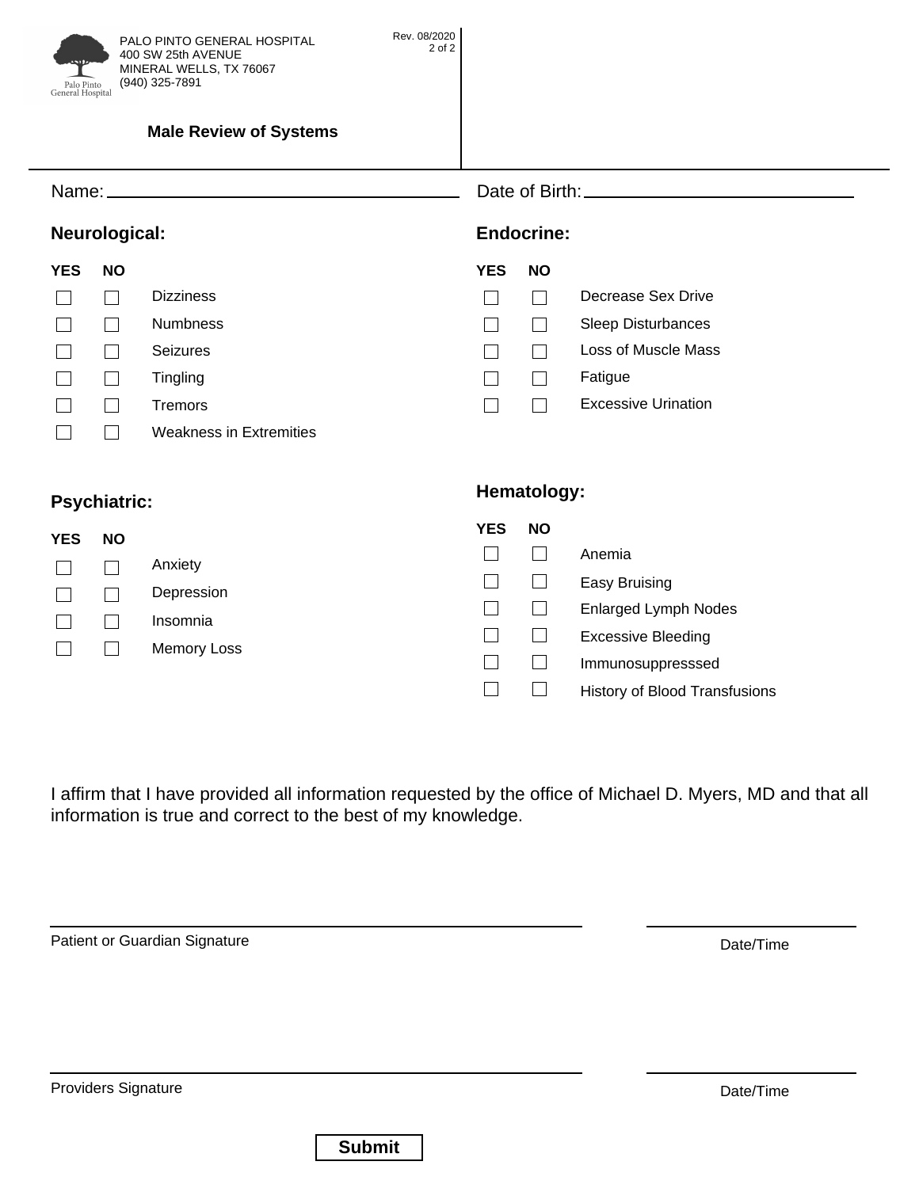PALO PINTO GENERAL HOSPITAL
400 SW 25th AVENUE
MINERAL WELLS, TX 76067
(940) 325-7891

Rev. 08/2020

## Male Review of Systems

Name: ______________________ Date of Birth: ______________________

### Neurological:

| YES | NO | |
|---|---|---|
| ☐ | ☐ | Dizziness |
| ☐ | ☐ | Numbness |
| ☐ | ☐ | Seizures |
| ☐ | ☐ | Tingling |
| ☐ | ☐ | Tremors |
| ☐ | ☐ | Weakness in Extremities |

### Endocrine:

| YES | NO | |
|---|---|---|
| ☐ | ☐ | Decrease Sex Drive |
| ☐ | ☐ | Sleep Disturbances |
| ☐ | ☐ | Loss of Muscle Mass |
| ☐ | ☐ | Fatigue |
| ☐ | ☐ | Excessive Urination |

### Psychiatric:

| YES | NO | |
|---|---|---|
| ☐ | ☐ | Anxiety |
| ☐ | ☐ | Depression |
| ☐ | ☐ | Insomnia |
| ☐ | ☐ | Memory Loss |

### Hematology:

| YES | NO | |
|---|---|---|
| ☐ | ☐ | Anemia |
| ☐ | ☐ | Easy Bruising |
| ☐ | ☐ | Enlarged Lymph Nodes |
| ☐ | ☐ | Excessive Bleeding |
| ☐ | ☐ | Immunosuppresssed |
| ☐ | ☐ | History of Blood Transfusions |

I affirm that I have provided all information requested by the office of Michael D. Myers, MD and that all information is true and correct to the best of my knowledge.

______________________ ______________________
Patient or Guardian Signature Date/Time

______________________ ______________________
Providers Signature Date/Time

**Submit**